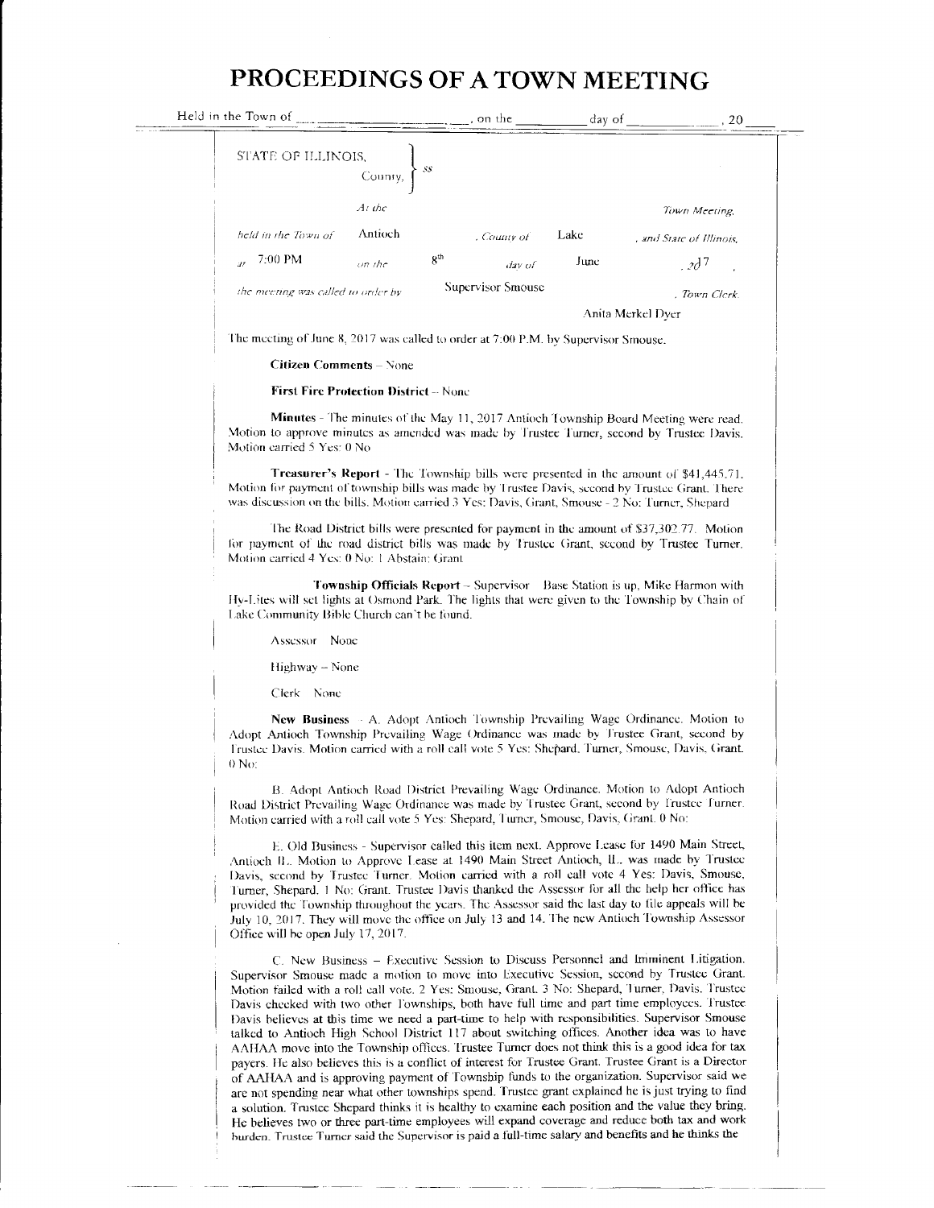# PROCEEDINGS OF A TOWN MEETING

Held in the Town of ______________, on the ________ day of ____________, 20____

STATE OF ILLINOIS, County, } ss

*At the* Town Meeting,

*held in the Town of* Antioch, *County of* Lake, *and State of Illinois,*

*at* 7:00 PM *on the* 8th *day of* June, 2017

*the meeting was called to order by* Supervisor Smouse, *Town Clerk.* Anita Merkel Dyer

The meeting of June 8, 2017 was called to order at 7:00 P.M. by Supervisor Smouse.

**Citizen Comments** – None

**First Fire Protection District** – None

**Minutes** - The minutes of the May 11, 2017 Antioch Township Board Meeting were read. Motion to approve minutes as amended was made by Trustee Turner, second by Trustee Davis. Motion carried 5 Yes: 0 No

**Treasurer's Report** - The Township bills were presented in the amount of $41,445.71. Motion for payment of township bills was made by Trustee Davis, second by Trustee Grant. There was discussion on the bills. Motion carried 3 Yes: Davis, Grant, Smouse - 2 No: Turner, Shepard

The Road District bills were presented for payment in the amount of $37,302.77. Motion for payment of the road district bills was made by Trustee Grant, second by Trustee Turner. Motion carried 4 Yes: 0 No: 1 Abstain: Grant

**Township Officials Report** – Supervisor Base Station is up, Mike Harmon with Hy-Lites will set lights at Osmond Park. The lights that were given to the Township by Chain of Lake Community Bible Church can't be found.

Assessor None

Highway – None

Clerk None

**New Business** - A. Adopt Antioch Township Prevailing Wage Ordinance. Motion to Adopt Antioch Township Prevailing Wage Ordinance was made by Trustee Grant, second by Trustee Davis. Motion carried with a roll call vote 5 Yes: Shepard, Turner, Smouse, Davis, Grant. 0 No:

B. Adopt Antioch Road District Prevailing Wage Ordinance. Motion to Adopt Antioch Road District Prevailing Wage Ordinance was made by Trustee Grant, second by Trustee Turner. Motion carried with a roll call vote 5 Yes: Shepard, Turner, Smouse, Davis, Grant. 0 No:

E. Old Business - Supervisor called this item next. Approve Lease for 1490 Main Street, Antioch IL. Motion to Approve Lease at 1490 Main Street Antioch, IL. was made by Trustee Davis, second by Trustee Turner. Motion carried with a roll call vote 4 Yes: Davis, Smouse, Turner, Shepard. 1 No: Grant. Trustee Davis thanked the Assessor for all the help her office has provided the Township throughout the years. The Assessor said the last day to file appeals will be July 10, 2017. They will move the office on July 13 and 14. The new Antioch Township Assessor Office will be open July 17, 2017.

C. New Business – Executive Session to Discuss Personnel and Imminent Litigation. Supervisor Smouse made a motion to move into Executive Session, second by Trustee Grant. Motion failed with a roll call vote. 2 Yes: Smouse, Grant. 3 No: Shepard, Turner, Davis. Trustee Davis checked with two other Townships, both have full time and part time employees. Trustee Davis believes at this time we need a part-time to help with responsibilities. Supervisor Smouse talked to Antioch High School District 117 about switching offices. Another idea was to have AAHAA move into the Township offices. Trustee Turner does not think this is a good idea for tax payers. He also believes this is a conflict of interest for Trustee Grant. Trustee Grant is a Director of AAHAA and is approving payment of Township funds to the organization. Supervisor said we are not spending near what other townships spend. Trustee grant explained he is just trying to find a solution. Trustee Shepard thinks it is healthy to examine each position and the value they bring. He believes two or three part-time employees will expand coverage and reduce both tax and work burden. Trustee Turner said the Supervisor is paid a full-time salary and benefits and he thinks the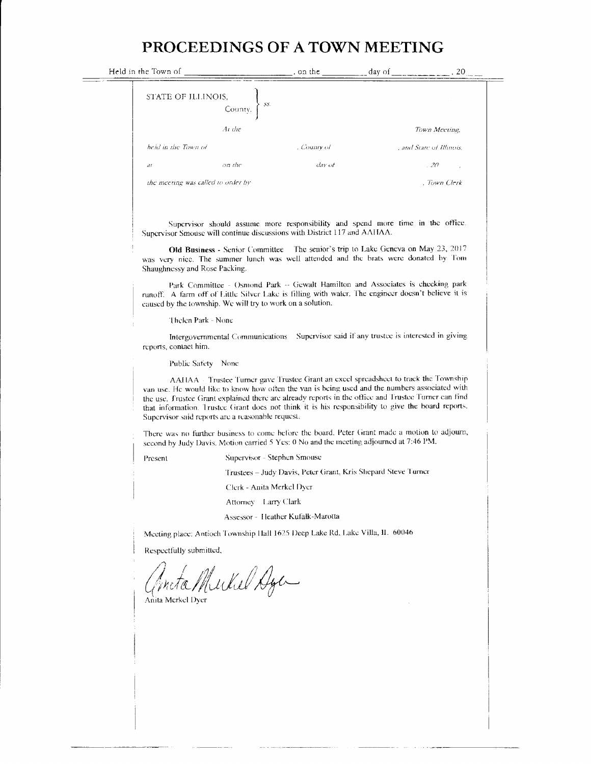# PROCEEDINGS OF A TOWN MEETING

Held in the Town of ______________________, on the __________ day of ______________, 20 __

STATE OF ILLINOIS, County, } ss.

*At the* *Town Meeting,*

*held in the Town of* *, County of* *, and State of Illinois,*

*at* *on the* *day of* *, 20*

*the meeting was called to order by* *, Town Clerk*

Supervisor should assume more responsibility and spend more time in the office. Supervisor Smouse will continue discussions with District 117 and AAHAA.

**Old Business** - Senior Committee The senior's trip to Lake Geneva on May 23, 2017 was very nice. The summer lunch was well attended and the brats were donated by Tom Shaughnessy and Rose Packing.

Park Committee - Osmond Park -- Gewalt Hamilton and Associates is checking park runoff. A farm off of Little Silver Lake is filling with water. The engineer doesn't believe it is caused by the township. We will try to work on a solution.

Thelen Park - None

Intergovernmental Communications Supervisor said if any trustee is interested in giving reports, contact him.

Public Safety None

AAHAA - Trustee Turner gave Trustee Grant an excel spreadsheet to track the Township van use. He would like to know how often the van is being used and the numbers associated with the use. Trustee Grant explained there are already reports in the office and Trustee Turner can find that information. Trustee Grant does not think it is his responsibility to give the board reports. Supervisor said reports are a reasonable request.

There was no further business to come before the board. Peter Grant made a motion to adjourn, second by Judy Davis. Motion carried 5 Yes: 0 No and the meeting adjourned at 7:46 PM.

Present Supervisor - Stephen Smouse

Trustees – Judy Davis, Peter Grant, Kris Shepard Steve Turner

Clerk - Anita Merkel Dyer

Attorney Larry Clark

Assessor - Heather Kufalk-Marotta

Meeting place: Antioch Township Hall 1625 Deep Lake Rd. Lake Villa, Il. 60046

Respectfully submitted,

Anita Merkel Dyer

Anita Merkel Dyer